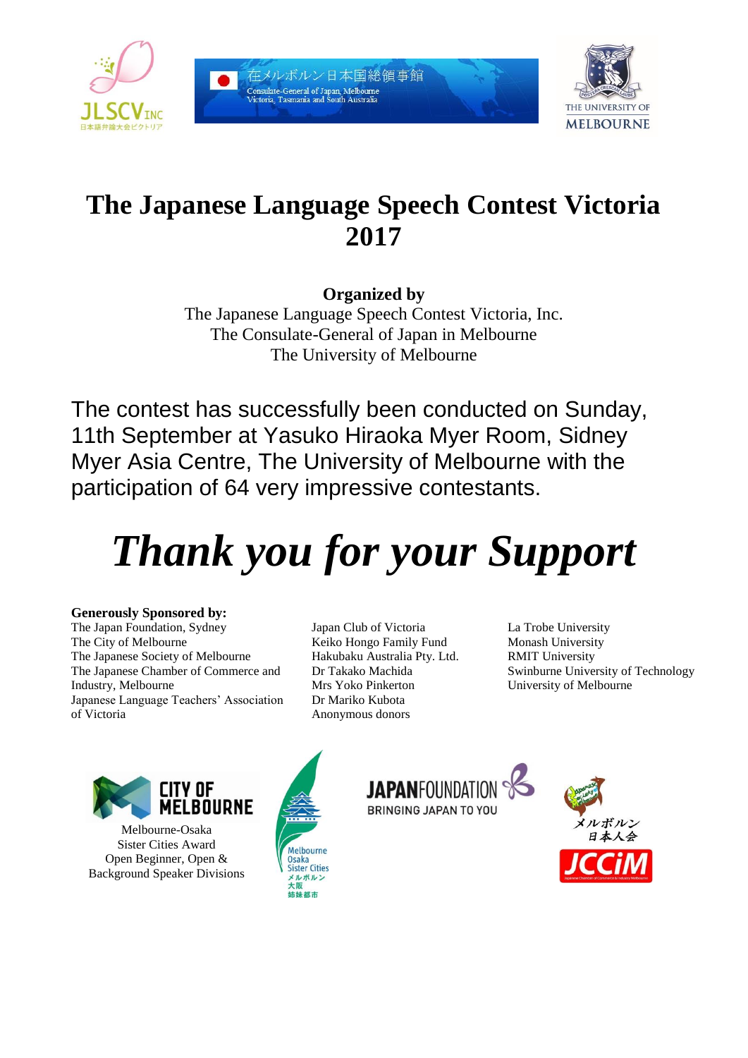# The Japanese Language Speech Contest Victoria 2017

**Organized by**

The Japanese Language Speech Contest Victoria, Inc.
The Consulate-General of Japan in Melbourne
The University of Melbourne

The contest has successfully been conducted on Sunday, 11th September at Yasuko Hiraoka Myer Room, Sidney Myer Asia Centre, The University of Melbourne with the participation of 64 very impressive contestants.

## *Thank you for your Support*

**Generously Sponsored by:**

The Japan Foundation, Sydney
The City of Melbourne
The Japanese Society of Melbourne
The Japanese Chamber of Commerce and Industry, Melbourne
Japanese Language Teachers' Association of Victoria

Japan Club of Victoria
Keiko Hongo Family Fund
Hakubaku Australia Pty. Ltd.
Dr Takako Machida
Mrs Yoko Pinkerton
Dr Mariko Kubota
Anonymous donors

La Trobe University
Monash University
RMIT University
Swinburne University of Technology
University of Melbourne

Melbourne-Osaka Sister Cities Award
Open Beginner, Open & Background Speaker Divisions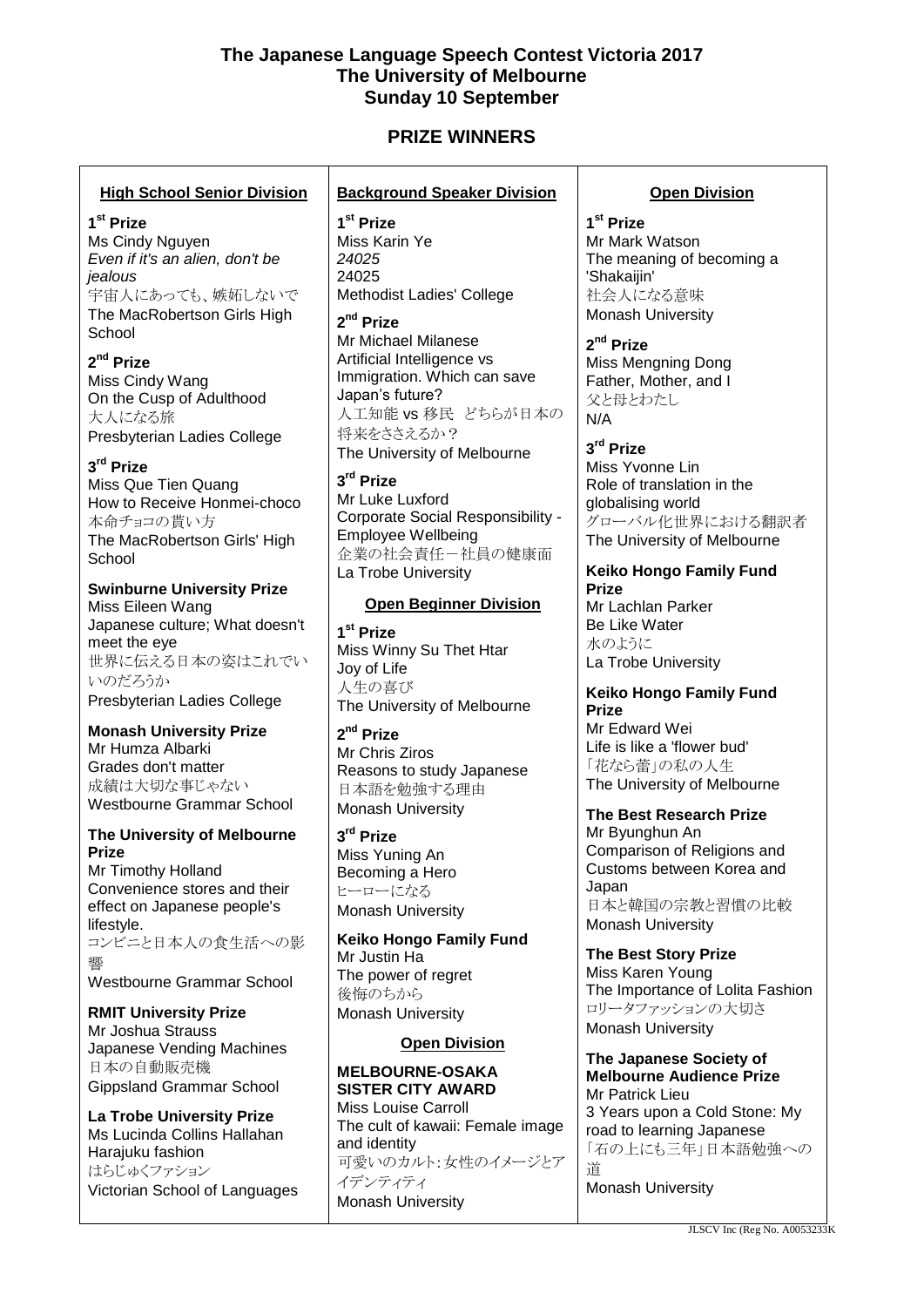# The Japanese Language Speech Contest Victoria 2017
# The University of Melbourne
# Sunday 10 September

## PRIZE WINNERS

### High School Senior Division

**1st Prize**
Ms Cindy Nguyen
*Even if it's an alien, don't be jealous*
宇宙人にあっても、嫉妬しないで
The MacRobertson Girls High School

**2nd Prize**
Miss Cindy Wang
On the Cusp of Adulthood
大人になる旅
Presbyterian Ladies College

**3rd Prize**
Miss Que Tien Quang
How to Receive Honmei-choco
本命チョコの貰い方
The MacRobertson Girls' High School

**Swinburne University Prize**
Miss Eileen Wang
Japanese culture; What doesn't meet the eye
世界に伝える日本の姿はこれでいいのだろうか
Presbyterian Ladies College

**Monash University Prize**
Mr Humza Albarki
Grades don't matter
成績は大切な事じゃない
Westbourne Grammar School

**The University of Melbourne Prize**
Mr Timothy Holland
Convenience stores and their effect on Japanese people's lifestyle.
コンビニと日本人の食生活への影響
Westbourne Grammar School

**RMIT University Prize**
Mr Joshua Strauss
Japanese Vending Machines
日本の自動販売機
Gippsland Grammar School

**La Trobe University Prize**
Ms Lucinda Collins Hallahan
Harajuku fashion
はらじゅくファション
Victorian School of Languages

### Background Speaker Division

**1st Prize**
Miss Karin Ye
*24025*
24025
Methodist Ladies' College

**2nd Prize**
Mr Michael Milanese
Artificial Intelligence vs Immigration. Which can save Japan's future?
人工知能 vs 移民　どちらが日本の将来をささえるか？
The University of Melbourne

**3rd Prize**
Mr Luke Luxford
Corporate Social Responsibility - Employee Wellbeing
企業の社会責任－社員の健康面
La Trobe University

### Open Beginner Division

**1st Prize**
Miss Winny Su Thet Htar
Joy of Life
人生の喜び
The University of Melbourne

**2nd Prize**
Mr Chris Ziros
Reasons to study Japanese
日本語を勉強する理由
Monash University

**3rd Prize**
Miss Yuning An
Becoming a Hero
ヒーローになる
Monash University

**Keiko Hongo Family Fund**
Mr Justin Ha
The power of regret
後悔のちから
Monash University

### Open Division

**MELBOURNE-OSAKA SISTER CITY AWARD**
Miss Louise Carroll
The cult of kawaii: Female image and identity
可愛いのカルト:女性のイメージとアイデンティティ
Monash University

### Open Division

**1st Prize**
Mr Mark Watson
The meaning of becoming a 'Shakaijin'
社会人になる意味
Monash University

**2nd Prize**
Miss Mengning Dong
Father, Mother, and I
父と母とわたし
N/A

**3rd Prize**
Miss Yvonne Lin
Role of translation in the globalising world
グローバル化世界における翻訳者
The University of Melbourne

**Keiko Hongo Family Fund Prize**
Mr Lachlan Parker
Be Like Water
水のように
La Trobe University

**Keiko Hongo Family Fund Prize**
Mr Edward Wei
Life is like a 'flower bud'
「花なら蕾」の私の人生
The University of Melbourne

**The Best Research Prize**
Mr Byunghun An
Comparison of Religions and Customs between Korea and Japan
日本と韓国の宗教と習慣の比較
Monash University

**The Best Story Prize**
Miss Karen Young
The Importance of Lolita Fashion
ロリータファッションの大切さ
Monash University

**The Japanese Society of Melbourne Audience Prize**
Mr Patrick Lieu
3 Years upon a Cold Stone: My road to learning Japanese
「石の上にも三年」日本語勉強への道
Monash University

JLSCV Inc (Reg No. A0053233K